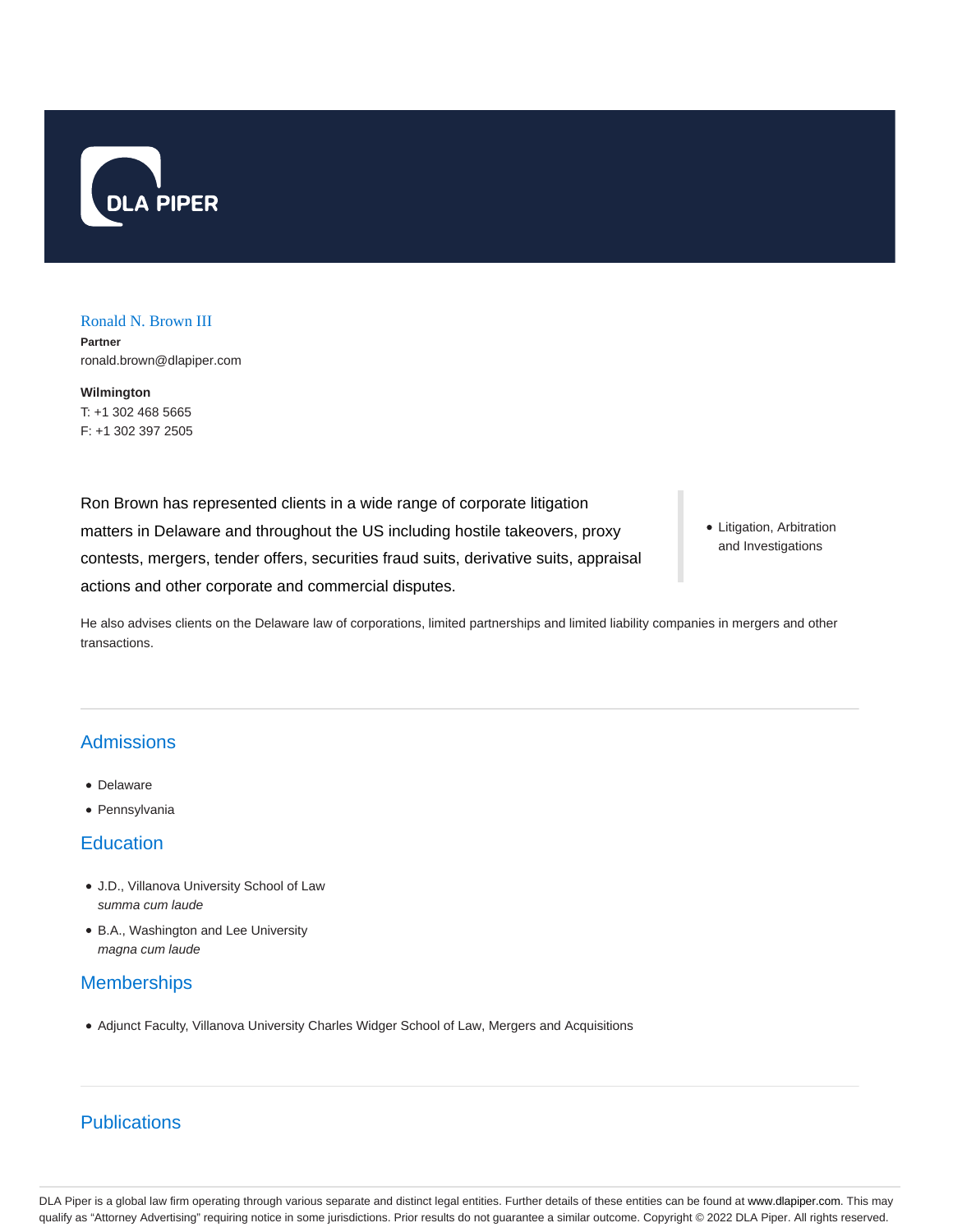DLA PIPER

## Ronald N. Brown III

**Partner**
ronald.brown@dlapiper.com

**Wilmington**
T: +1 302 468 5665
F: +1 302 397 2505

Ron Brown has represented clients in a wide range of corporate litigation matters in Delaware and throughout the US including hostile takeovers, proxy contests, mergers, tender offers, securities fraud suits, derivative suits, appraisal actions and other corporate and commercial disputes.

- Litigation, Arbitration and Investigations

He also advises clients on the Delaware law of corporations, limited partnerships and limited liability companies in mergers and other transactions.

## Admissions

- Delaware
- Pennsylvania

## Education

- J.D., Villanova University School of Law
  *summa cum laude*
- B.A., Washington and Lee University
  *magna cum laude*

## Memberships

- Adjunct Faculty, Villanova University Charles Widger School of Law, Mergers and Acquisitions

## Publications

DLA Piper is a global law firm operating through various separate and distinct legal entities. Further details of these entities can be found at www.dlapiper.com. This may qualify as "Attorney Advertising" requiring notice in some jurisdictions. Prior results do not guarantee a similar outcome. Copyright © 2022 DLA Piper. All rights reserved.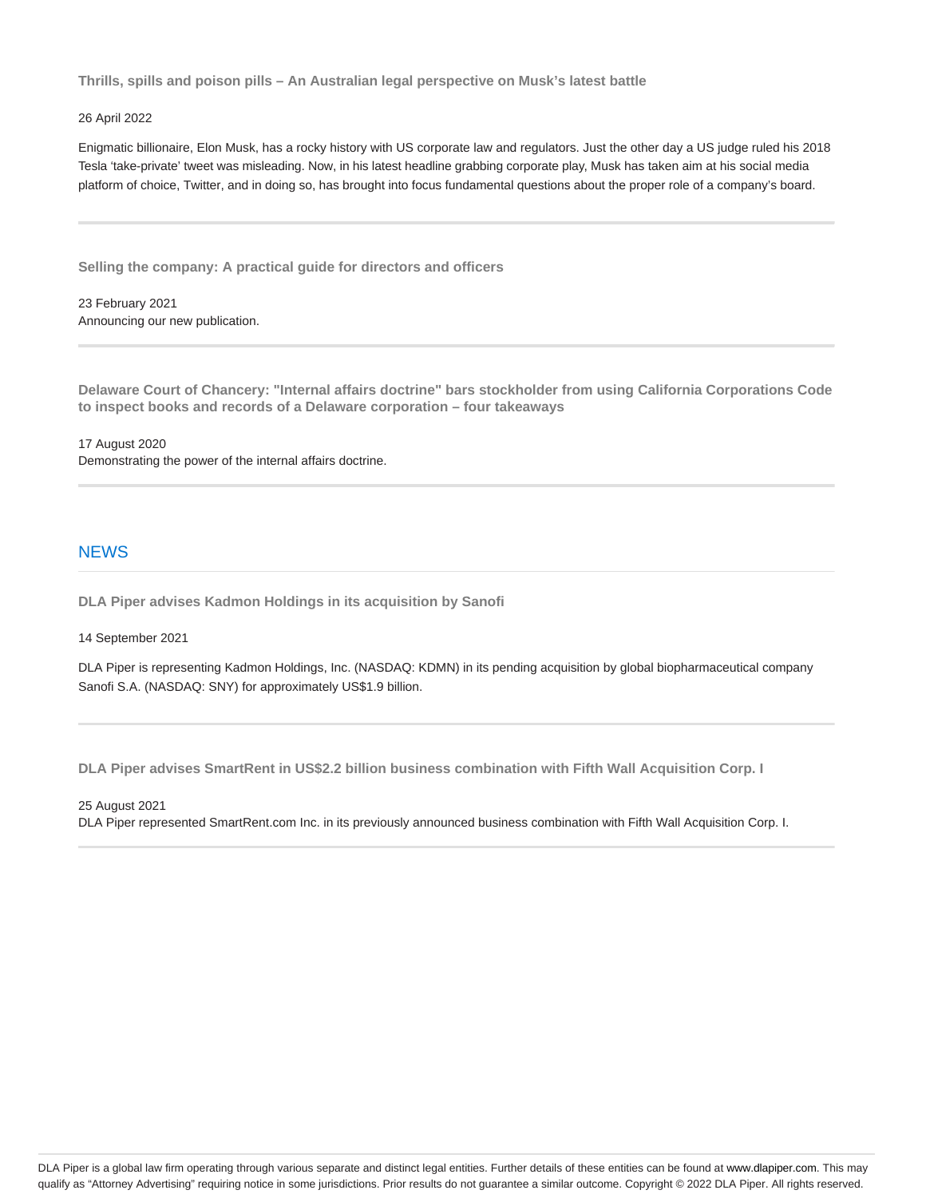### Thrills, spills and poison pills – An Australian legal perspective on Musk's latest battle

26 April 2022

Enigmatic billionaire, Elon Musk, has a rocky history with US corporate law and regulators. Just the other day a US judge ruled his 2018 Tesla 'take-private' tweet was misleading. Now, in his latest headline grabbing corporate play, Musk has taken aim at his social media platform of choice, Twitter, and in doing so, has brought into focus fundamental questions about the proper role of a company's board.

---

### Selling the company: A practical guide for directors and officers

23 February 2021

Announcing our new publication.

---

### Delaware Court of Chancery: "Internal affairs doctrine" bars stockholder from using California Corporations Code to inspect books and records of a Delaware corporation – four takeaways

17 August 2020

Demonstrating the power of the internal affairs doctrine.

---

## NEWS

### DLA Piper advises Kadmon Holdings in its acquisition by Sanofi

14 September 2021

DLA Piper is representing Kadmon Holdings, Inc. (NASDAQ: KDMN) in its pending acquisition by global biopharmaceutical company Sanofi S.A. (NASDAQ: SNY) for approximately US$1.9 billion.

---

### DLA Piper advises SmartRent in US$2.2 billion business combination with Fifth Wall Acquisition Corp. I

25 August 2021

DLA Piper represented SmartRent.com Inc. in its previously announced business combination with Fifth Wall Acquisition Corp. I.

---

DLA Piper is a global law firm operating through various separate and distinct legal entities. Further details of these entities can be found at www.dlapiper.com. This may qualify as "Attorney Advertising" requiring notice in some jurisdictions. Prior results do not guarantee a similar outcome. Copyright © 2022 DLA Piper. All rights reserved.